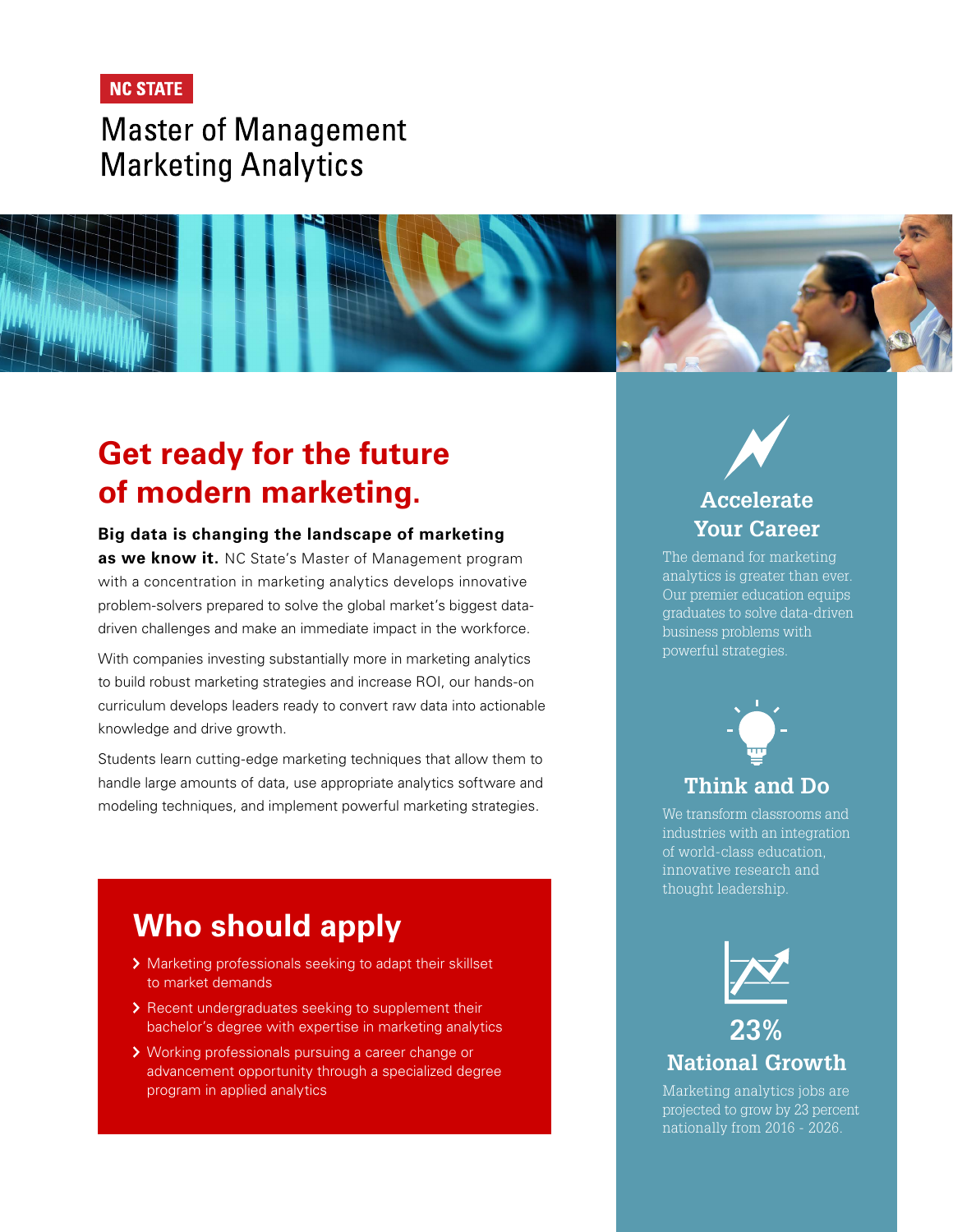NC STATE

# Master of Management
# Marketing Analytics

## Get ready for the future of modern marketing.

**Big data is changing the landscape of marketing as we know it.** NC State's Master of Management program with a concentration in marketing analytics develops innovative problem-solvers prepared to solve the global market's biggest data-driven challenges and make an immediate impact in the workforce.

With companies investing substantially more in marketing analytics to build robust marketing strategies and increase ROI, our hands-on curriculum develops leaders ready to convert raw data into actionable knowledge and drive growth.

Students learn cutting-edge marketing techniques that allow them to handle large amounts of data, use appropriate analytics software and modeling techniques, and implement powerful marketing strategies.

## Who should apply

- Marketing professionals seeking to adapt their skillset to market demands
- Recent undergraduates seeking to supplement their bachelor's degree with expertise in marketing analytics
- Working professionals pursuing a career change or advancement opportunity through a specialized degree program in applied analytics

### Accelerate Your Career

The demand for marketing analytics is greater than ever. Our premier education equips graduates to solve data-driven business problems with powerful strategies.

### Think and Do

We transform classrooms and industries with an integration of world-class education, innovative research and thought leadership.

### 23% National Growth

Marketing analytics jobs are projected to grow by 23 percent nationally from 2016 - 2026.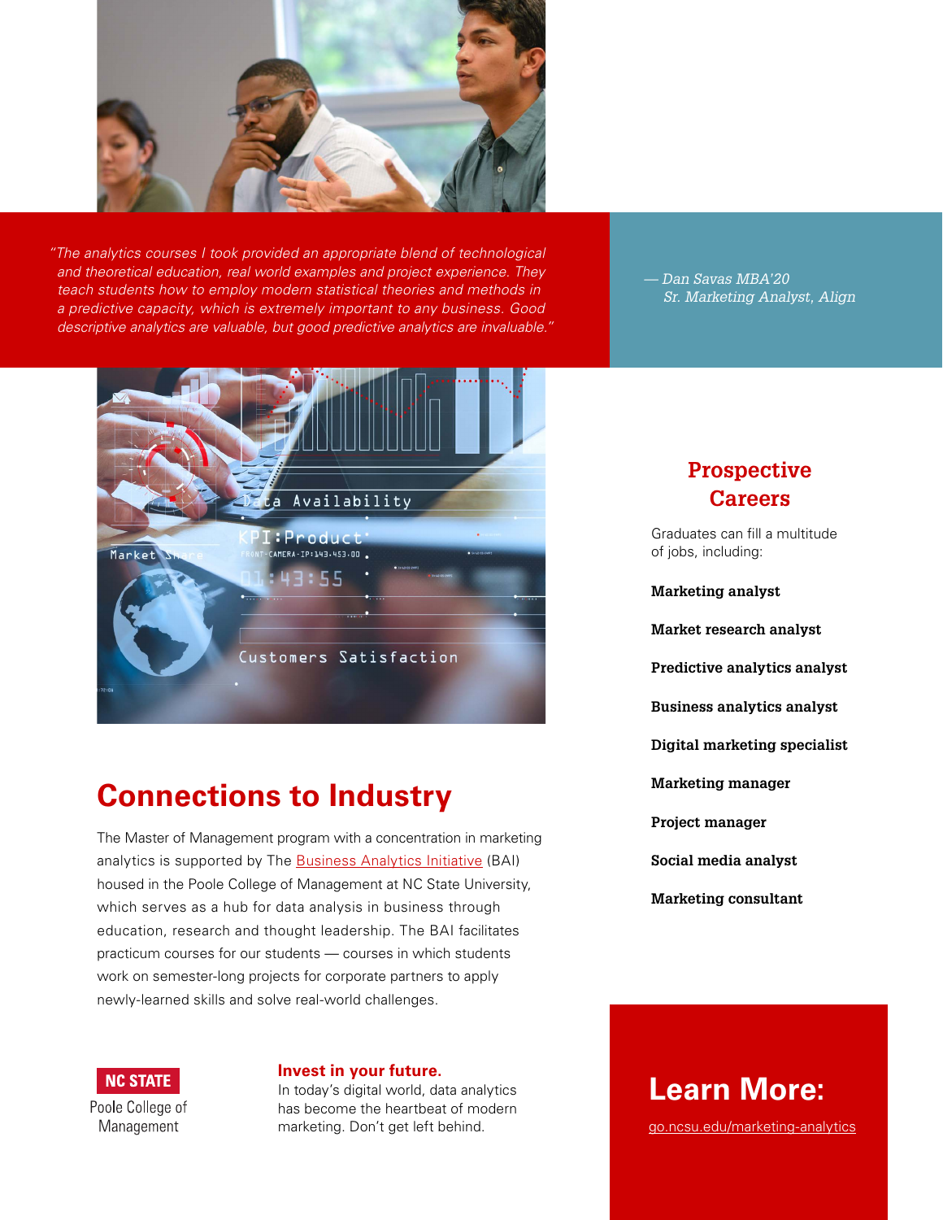*"The analytics courses I took provided an appropriate blend of technological and theoretical education, real world examples and project experience. They teach students how to employ modern statistical theories and methods in a predictive capacity, which is extremely important to any business. Good descriptive analytics are valuable, but good predictive analytics are invaluable."*

*— Dan Savas MBA'20*
*Sr. Marketing Analyst, Align*

## Connections to Industry

The Master of Management program with a concentration in marketing analytics is supported by The Business Analytics Initiative (BAI) housed in the Poole College of Management at NC State University, which serves as a hub for data analysis in business through education, research and thought leadership. The BAI facilitates practicum courses for our students — courses in which students work on semester-long projects for corporate partners to apply newly-learned skills and solve real-world challenges.

## Prospective Careers

Graduates can fill a multitude of jobs, including:

**Marketing analyst**

**Market research analyst**

**Predictive analytics analyst**

**Business analytics analyst**

**Digital marketing specialist**

**Marketing manager**

**Project manager**

**Social media analyst**

**Marketing consultant**

NC STATE
Poole College of Management

**Invest in your future.**
In today's digital world, data analytics has become the heartbeat of modern marketing. Don't get left behind.

## Learn More:

go.ncsu.edu/marketing-analytics